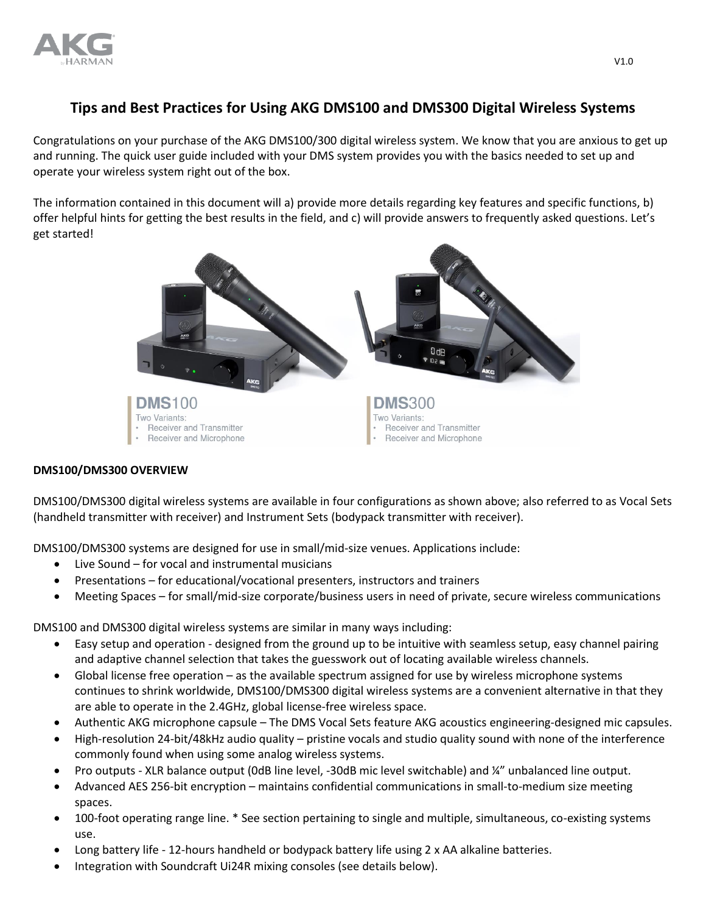# Tips and Best Practices for Using AKG DMS100 and DMS300 Digital Wireless Systems

Congratulations on your purchase of the AKG DMS100/300 digital wireless system. We know that you are anxious to get up and running. The quick user guide included with your DMS system provides you with the basics needed to set up and operate your wireless system right out of the box.

The information contained in this document will a) provide more details regarding key features and specific functions, b) offer helpful hints for getting the best results in the field, and c) will provide answers to frequently asked questions. Let's get started!

**DMS100**
Two Variants:
- Receiver and Transmitter
- Receiver and Microphone

**DMS300**
Two Variants:
- Receiver and Transmitter
- Receiver and Microphone

**DMS100/DMS300 OVERVIEW**

DMS100/DMS300 digital wireless systems are available in four configurations as shown above; also referred to as Vocal Sets (handheld transmitter with receiver) and Instrument Sets (bodypack transmitter with receiver).

DMS100/DMS300 systems are designed for use in small/mid-size venues. Applications include:

- Live Sound – for vocal and instrumental musicians
- Presentations – for educational/vocational presenters, instructors and trainers
- Meeting Spaces – for small/mid-size corporate/business users in need of private, secure wireless communications

DMS100 and DMS300 digital wireless systems are similar in many ways including:

- Easy setup and operation - designed from the ground up to be intuitive with seamless setup, easy channel pairing and adaptive channel selection that takes the guesswork out of locating available wireless channels.
- Global license free operation – as the available spectrum assigned for use by wireless microphone systems continues to shrink worldwide, DMS100/DMS300 digital wireless systems are a convenient alternative in that they are able to operate in the 2.4GHz, global license-free wireless space.
- Authentic AKG microphone capsule – The DMS Vocal Sets feature AKG acoustics engineering-designed mic capsules.
- High-resolution 24-bit/48kHz audio quality – pristine vocals and studio quality sound with none of the interference commonly found when using some analog wireless systems.
- Pro outputs - XLR balance output (0dB line level, -30dB mic level switchable) and ¼" unbalanced line output.
- Advanced AES 256-bit encryption – maintains confidential communications in small-to-medium size meeting spaces.
- 100-foot operating range line. * See section pertaining to single and multiple, simultaneous, co-existing systems use.
- Long battery life - 12-hours handheld or bodypack battery life using 2 x AA alkaline batteries.
- Integration with Soundcraft Ui24R mixing consoles (see details below).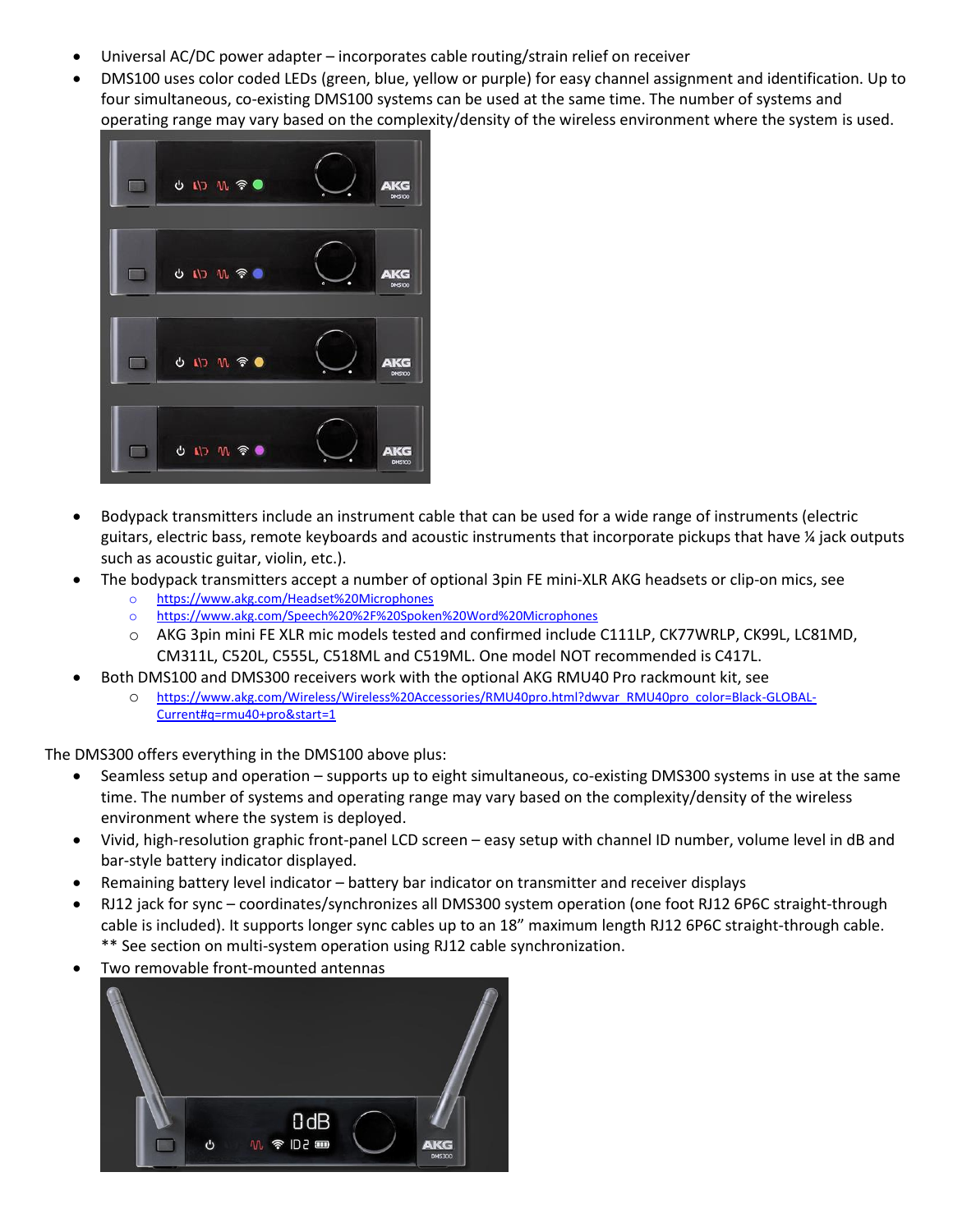- Universal AC/DC power adapter – incorporates cable routing/strain relief on receiver
- DMS100 uses color coded LEDs (green, blue, yellow or purple) for easy channel assignment and identification. Up to four simultaneous, co-existing DMS100 systems can be used at the same time. The number of systems and operating range may vary based on the complexity/density of the wireless environment where the system is used.
- Bodypack transmitters include an instrument cable that can be used for a wide range of instruments (electric guitars, electric bass, remote keyboards and acoustic instruments that incorporate pickups that have ¼ jack outputs such as acoustic guitar, violin, etc.).
- The bodypack transmitters accept a number of optional 3pin FE mini-XLR AKG headsets or clip-on mics, see
    - https://www.akg.com/Headset%20Microphones
    - https://www.akg.com/Speech%20%2F%20Spoken%20Word%20Microphones
    - AKG 3pin mini FE XLR mic models tested and confirmed include C111LP, CK77WRLP, CK99L, LC81MD, CM311L, C520L, C555L, C518ML and C519ML. One model NOT recommended is C417L.
- Both DMS100 and DMS300 receivers work with the optional AKG RMU40 Pro rackmount kit, see
    - https://www.akg.com/Wireless/Wireless%20Accessories/RMU40pro.html?dwvar_RMU40pro_color=Black-GLOBAL-Current#q=rmu40+pro&start=1

The DMS300 offers everything in the DMS100 above plus:

- Seamless setup and operation – supports up to eight simultaneous, co-existing DMS300 systems in use at the same time. The number of systems and operating range may vary based on the complexity/density of the wireless environment where the system is deployed.
- Vivid, high-resolution graphic front-panel LCD screen – easy setup with channel ID number, volume level in dB and bar-style battery indicator displayed.
- Remaining battery level indicator – battery bar indicator on transmitter and receiver displays
- RJ12 jack for sync – coordinates/synchronizes all DMS300 system operation (one foot RJ12 6P6C straight-through cable is included). It supports longer sync cables up to an 18" maximum length RJ12 6P6C straight-through cable. ** See section on multi-system operation using RJ12 cable synchronization.
- Two removable front-mounted antennas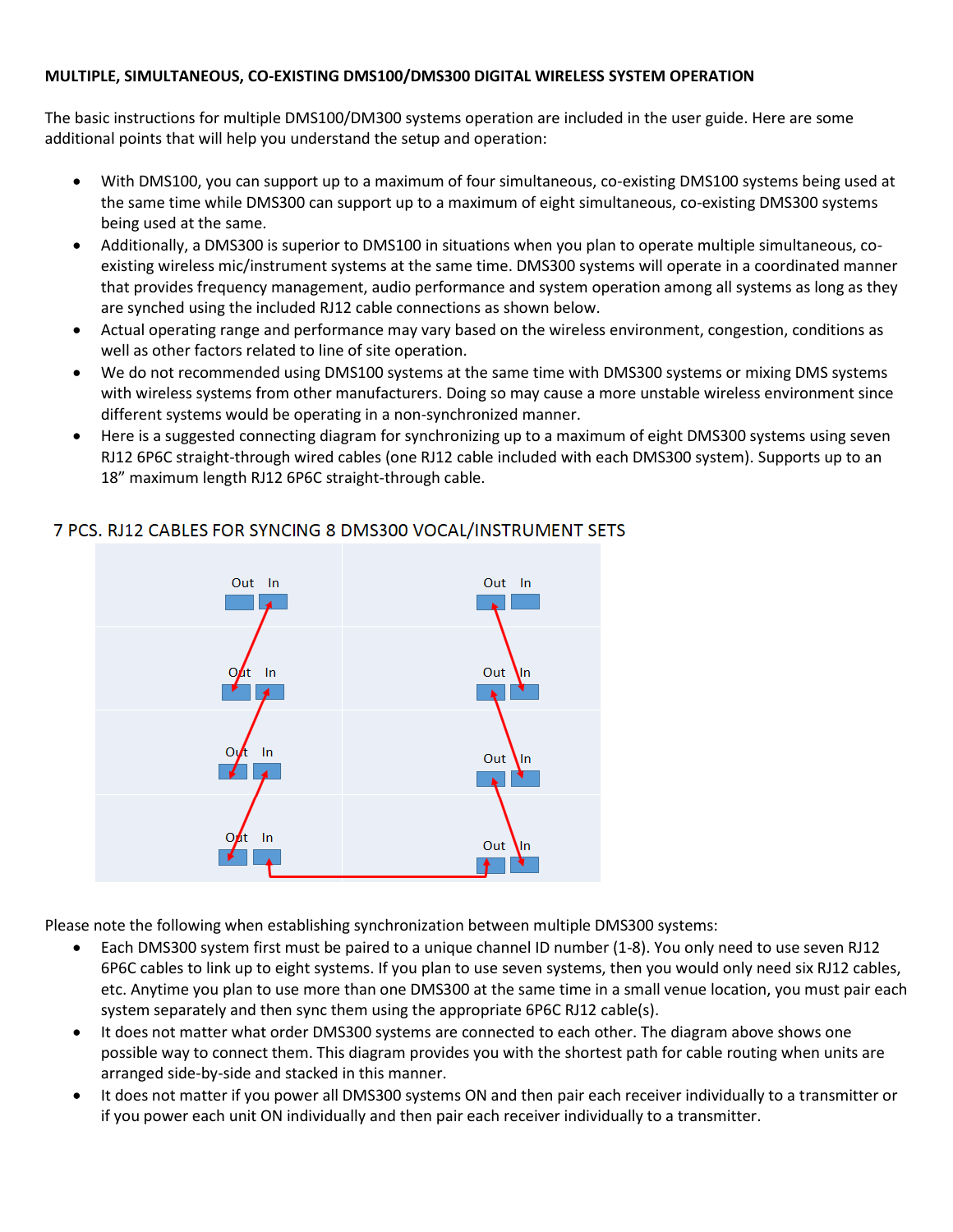**MULTIPLE, SIMULTANEOUS, CO-EXISTING DMS100/DMS300 DIGITAL WIRELESS SYSTEM OPERATION**

The basic instructions for multiple DMS100/DM300 systems operation are included in the user guide. Here are some additional points that will help you understand the setup and operation:

- With DMS100, you can support up to a maximum of four simultaneous, co-existing DMS100 systems being used at the same time while DMS300 can support up to a maximum of eight simultaneous, co-existing DMS300 systems being used at the same.
- Additionally, a DMS300 is superior to DMS100 in situations when you plan to operate multiple simultaneous, co-existing wireless mic/instrument systems at the same time. DMS300 systems will operate in a coordinated manner that provides frequency management, audio performance and system operation among all systems as long as they are synched using the included RJ12 cable connections as shown below.
- Actual operating range and performance may vary based on the wireless environment, congestion, conditions as well as other factors related to line of site operation.
- We do not recommended using DMS100 systems at the same time with DMS300 systems or mixing DMS systems with wireless systems from other manufacturers. Doing so may cause a more unstable wireless environment since different systems would be operating in a non-synchronized manner.
- Here is a suggested connecting diagram for synchronizing up to a maximum of eight DMS300 systems using seven RJ12 6P6C straight-through wired cables (one RJ12 cable included with each DMS300 system). Supports up to an 18" maximum length RJ12 6P6C straight-through cable.

7 PCS. RJ12 CABLES FOR SYNCING 8 DMS300 VOCAL/INSTRUMENT SETS

| Out In | Out In |
|---|---|
| Out In | Out In |
| Out In | Out In |
| Out In | Out In |

Please note the following when establishing synchronization between multiple DMS300 systems:

- Each DMS300 system first must be paired to a unique channel ID number (1-8). You only need to use seven RJ12 6P6C cables to link up to eight systems. If you plan to use seven systems, then you would only need six RJ12 cables, etc. Anytime you plan to use more than one DMS300 at the same time in a small venue location, you must pair each system separately and then sync them using the appropriate 6P6C RJ12 cable(s).
- It does not matter what order DMS300 systems are connected to each other. The diagram above shows one possible way to connect them. This diagram provides you with the shortest path for cable routing when units are arranged side-by-side and stacked in this manner.
- It does not matter if you power all DMS300 systems ON and then pair each receiver individually to a transmitter or if you power each unit ON individually and then pair each receiver individually to a transmitter.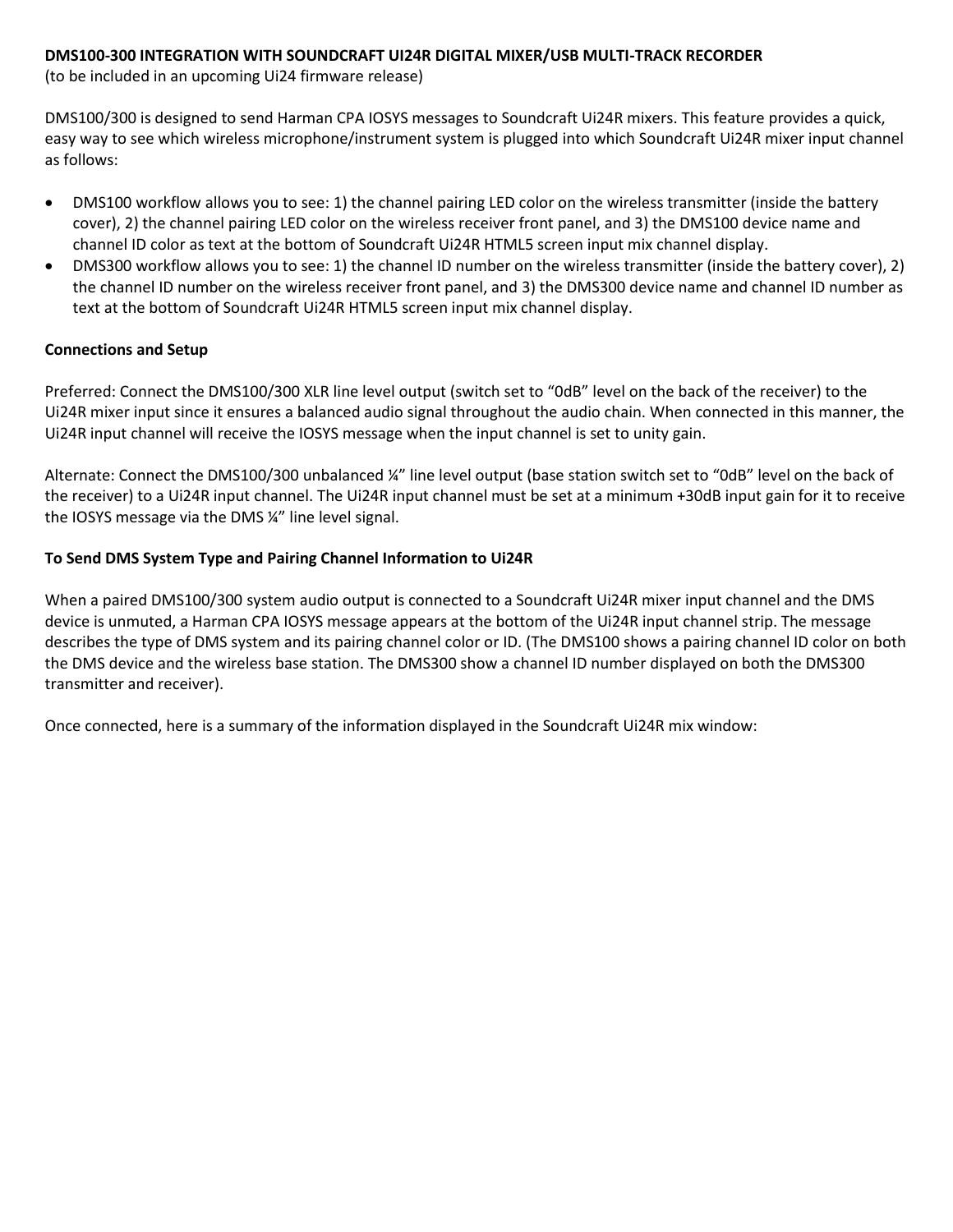**DMS100-300 INTEGRATION WITH SOUNDCRAFT UI24R DIGITAL MIXER/USB MULTI-TRACK RECORDER**
(to be included in an upcoming Ui24 firmware release)

DMS100/300 is designed to send Harman CPA IOSYS messages to Soundcraft Ui24R mixers. This feature provides a quick, easy way to see which wireless microphone/instrument system is plugged into which Soundcraft Ui24R mixer input channel as follows:

- DMS100 workflow allows you to see: 1) the channel pairing LED color on the wireless transmitter (inside the battery cover), 2) the channel pairing LED color on the wireless receiver front panel, and 3) the DMS100 device name and channel ID color as text at the bottom of Soundcraft Ui24R HTML5 screen input mix channel display.
- DMS300 workflow allows you to see: 1) the channel ID number on the wireless transmitter (inside the battery cover), 2) the channel ID number on the wireless receiver front panel, and 3) the DMS300 device name and channel ID number as text at the bottom of Soundcraft Ui24R HTML5 screen input mix channel display.

**Connections and Setup**

Preferred: Connect the DMS100/300 XLR line level output (switch set to "0dB" level on the back of the receiver) to the Ui24R mixer input since it ensures a balanced audio signal throughout the audio chain. When connected in this manner, the Ui24R input channel will receive the IOSYS message when the input channel is set to unity gain.

Alternate: Connect the DMS100/300 unbalanced ¼" line level output (base station switch set to "0dB" level on the back of the receiver) to a Ui24R input channel. The Ui24R input channel must be set at a minimum +30dB input gain for it to receive the IOSYS message via the DMS ¼" line level signal.

**To Send DMS System Type and Pairing Channel Information to Ui24R**

When a paired DMS100/300 system audio output is connected to a Soundcraft Ui24R mixer input channel and the DMS device is unmuted, a Harman CPA IOSYS message appears at the bottom of the Ui24R input channel strip. The message describes the type of DMS system and its pairing channel color or ID. (The DMS100 shows a pairing channel ID color on both the DMS device and the wireless base station. The DMS300 show a channel ID number displayed on both the DMS300 transmitter and receiver).

Once connected, here is a summary of the information displayed in the Soundcraft Ui24R mix window: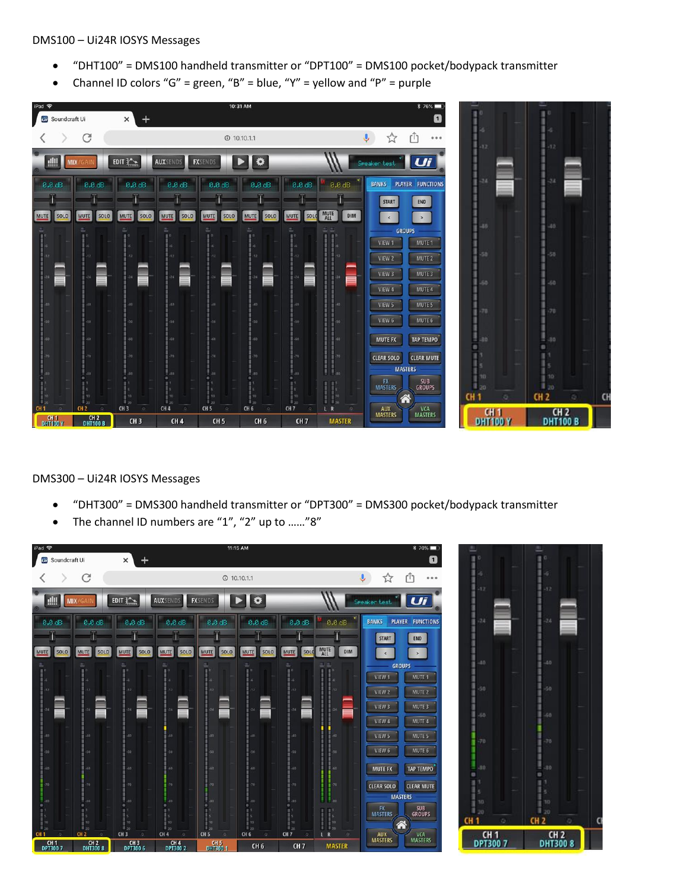DMS100 – Ui24R IOSYS Messages

- "DHT100" = DMS100 handheld transmitter or "DPT100" = DMS100 pocket/bodypack transmitter
- Channel ID colors "G" = green, "B" = blue, "Y" = yellow and "P" = purple

DMS300 – Ui24R IOSYS Messages

- "DHT300" = DMS300 handheld transmitter or "DPT300" = DMS300 pocket/bodypack transmitter
- The channel ID numbers are "1", "2" up to ……"8"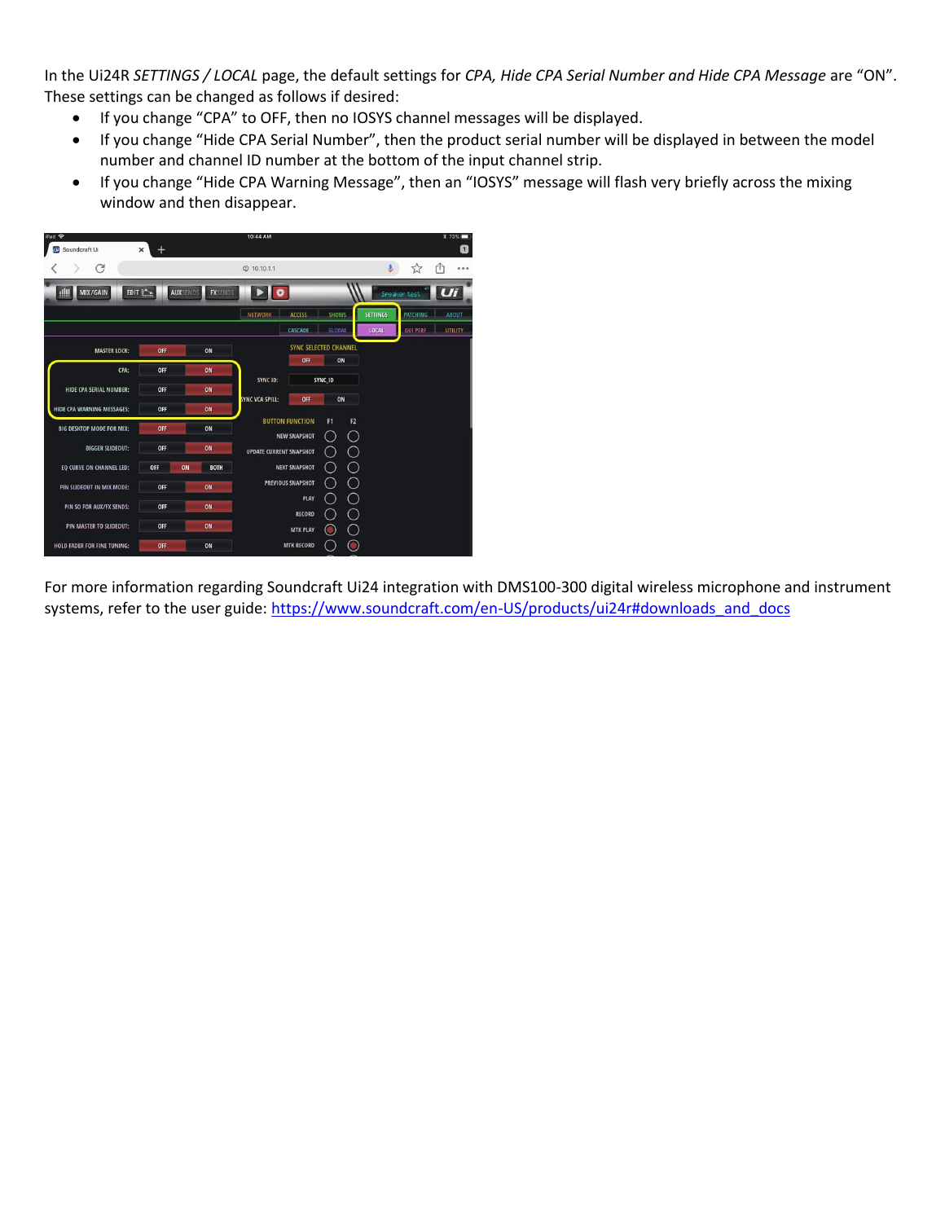In the Ui24R *SETTINGS / LOCAL* page, the default settings for *CPA, Hide CPA Serial Number and Hide CPA Message* are "ON". These settings can be changed as follows if desired:

- If you change "CPA" to OFF, then no IOSYS channel messages will be displayed.
- If you change "Hide CPA Serial Number", then the product serial number will be displayed in between the model number and channel ID number at the bottom of the input channel strip.
- If you change "Hide CPA Warning Message", then an "IOSYS" message will flash very briefly across the mixing window and then disappear.

For more information regarding Soundcraft Ui24 integration with DMS100-300 digital wireless microphone and instrument systems, refer to the user guide: https://www.soundcraft.com/en-US/products/ui24r#downloads_and_docs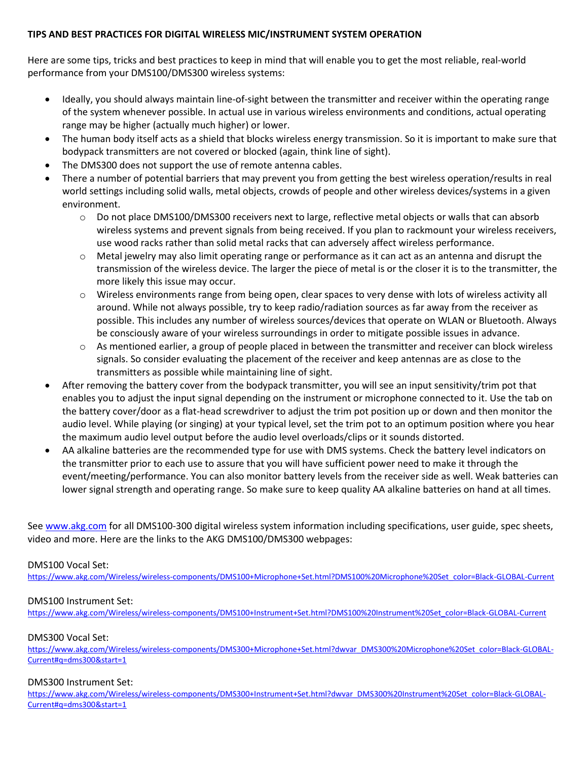**TIPS AND BEST PRACTICES FOR DIGITAL WIRELESS MIC/INSTRUMENT SYSTEM OPERATION**

Here are some tips, tricks and best practices to keep in mind that will enable you to get the most reliable, real-world performance from your DMS100/DMS300 wireless systems:

- Ideally, you should always maintain line-of-sight between the transmitter and receiver within the operating range of the system whenever possible. In actual use in various wireless environments and conditions, actual operating range may be higher (actually much higher) or lower.
- The human body itself acts as a shield that blocks wireless energy transmission. So it is important to make sure that bodypack transmitters are not covered or blocked (again, think line of sight).
- The DMS300 does not support the use of remote antenna cables.
- There a number of potential barriers that may prevent you from getting the best wireless operation/results in real world settings including solid walls, metal objects, crowds of people and other wireless devices/systems in a given environment.
    - Do not place DMS100/DMS300 receivers next to large, reflective metal objects or walls that can absorb wireless systems and prevent signals from being received. If you plan to rackmount your wireless receivers, use wood racks rather than solid metal racks that can adversely affect wireless performance.
    - Metal jewelry may also limit operating range or performance as it can act as an antenna and disrupt the transmission of the wireless device. The larger the piece of metal is or the closer it is to the transmitter, the more likely this issue may occur.
    - Wireless environments range from being open, clear spaces to very dense with lots of wireless activity all around. While not always possible, try to keep radio/radiation sources as far away from the receiver as possible. This includes any number of wireless sources/devices that operate on WLAN or Bluetooth. Always be consciously aware of your wireless surroundings in order to mitigate possible issues in advance.
    - As mentioned earlier, a group of people placed in between the transmitter and receiver can block wireless signals. So consider evaluating the placement of the receiver and keep antennas are as close to the transmitters as possible while maintaining line of sight.
- After removing the battery cover from the bodypack transmitter, you will see an input sensitivity/trim pot that enables you to adjust the input signal depending on the instrument or microphone connected to it. Use the tab on the battery cover/door as a flat-head screwdriver to adjust the trim pot position up or down and then monitor the audio level. While playing (or singing) at your typical level, set the trim pot to an optimum position where you hear the maximum audio level output before the audio level overloads/clips or it sounds distorted.
- AA alkaline batteries are the recommended type for use with DMS systems. Check the battery level indicators on the transmitter prior to each use to assure that you will have sufficient power need to make it through the event/meeting/performance. You can also monitor battery levels from the receiver side as well. Weak batteries can lower signal strength and operating range. So make sure to keep quality AA alkaline batteries on hand at all times.

See [www.akg.com](http://www.akg.com) for all DMS100-300 digital wireless system information including specifications, user guide, spec sheets, video and more. Here are the links to the AKG DMS100/DMS300 webpages:

DMS100 Vocal Set:
https://www.akg.com/Wireless/wireless-components/DMS100+Microphone+Set.html?DMS100%20Microphone%20Set_color=Black-GLOBAL-Current

DMS100 Instrument Set:
https://www.akg.com/Wireless/wireless-components/DMS100+Instrument+Set.html?DMS100%20Instrument%20Set_color=Black-GLOBAL-Current

DMS300 Vocal Set:
https://www.akg.com/Wireless/wireless-components/DMS300+Microphone+Set.html?dwvar_DMS300%20Microphone%20Set_color=Black-GLOBAL-Current#q=dms300&start=1

DMS300 Instrument Set:
https://www.akg.com/Wireless/wireless-components/DMS300+Instrument+Set.html?dwvar_DMS300%20Instrument%20Set_color=Black-GLOBAL-Current#q=dms300&start=1